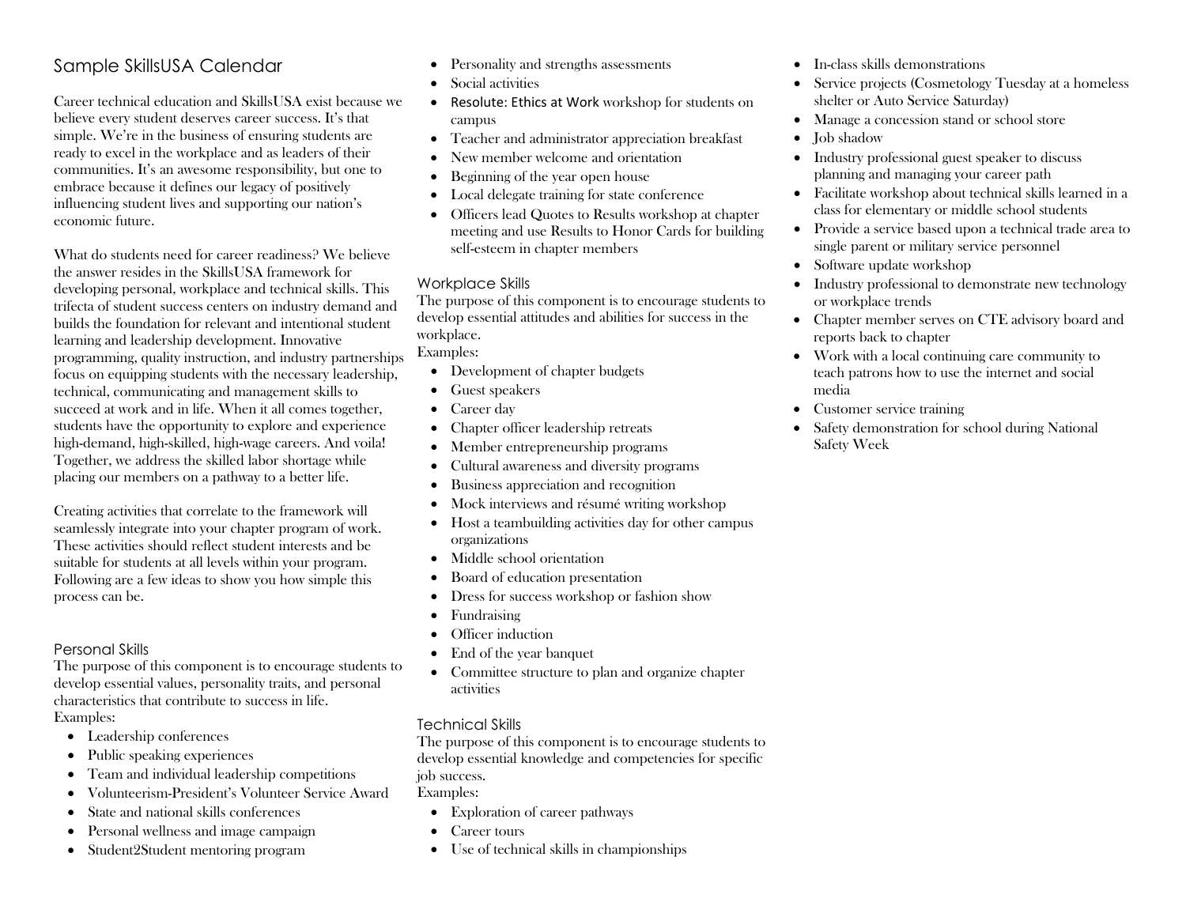# Sample SkillsUSA Calendar

Career technical education and SkillsUSA exist because we believe every student deserves career success. It's that simple. We're in the business of ensuring students are ready to excel in the workplace and as leaders of their communities. It's an awesome responsibility, but one to embrace because it defines our legacy of positively influencing student lives and supporting our nation's economic future.

What do students need for career readiness? We believe the answer resides in the SkillsUSA framework for developing personal, workplace and technical skills. This trifecta of student success centers on industry demand and builds the foundation for relevant and intentional student learning and leadership development. Innovative programming, quality instruction, and industry partnerships focus on equipping students with the necessary leadership, technical, communicating and management skills to succeed at work and in life. When it all comes together, students have the opportunity to explore and experience high-demand, high-skilled, high-wage careers. And voila! Together, we address the skilled labor shortage while placing our members on a pathway to a better life.

Creating activities that correlate to the framework will seamlessly integrate into your chapter program of work. These activities should reflect student interests and be suitable for students at all levels within your program. Following are a few ideas to show you how simple this process can be.

## Personal Skills

The purpose of this component is to encourage students to develop essential values, personality traits, and personal characteristics that contribute to success in life.
Examples:

- Leadership conferences
- Public speaking experiences
- Team and individual leadership competitions
- Volunteerism-President's Volunteer Service Award
- State and national skills conferences
- Personal wellness and image campaign
- Student2Student mentoring program
- Personality and strengths assessments
- Social activities
- Resolute: Ethics at Work workshop for students on campus
- Teacher and administrator appreciation breakfast
- New member welcome and orientation
- Beginning of the year open house
- Local delegate training for state conference
- Officers lead Quotes to Results workshop at chapter meeting and use Results to Honor Cards for building self-esteem in chapter members

## Workplace Skills

The purpose of this component is to encourage students to develop essential attitudes and abilities for success in the workplace.
Examples:

- Development of chapter budgets
- Guest speakers
- Career day
- Chapter officer leadership retreats
- Member entrepreneurship programs
- Cultural awareness and diversity programs
- Business appreciation and recognition
- Mock interviews and résumé writing workshop
- Host a teambuilding activities day for other campus organizations
- Middle school orientation
- Board of education presentation
- Dress for success workshop or fashion show
- Fundraising
- Officer induction
- End of the year banquet
- Committee structure to plan and organize chapter activities

## Technical Skills

The purpose of this component is to encourage students to develop essential knowledge and competencies for specific job success.
Examples:

- Exploration of career pathways
- Career tours
- Use of technical skills in championships
- In-class skills demonstrations
- Service projects (Cosmetology Tuesday at a homeless shelter or Auto Service Saturday)
- Manage a concession stand or school store
- Job shadow
- Industry professional guest speaker to discuss planning and managing your career path
- Facilitate workshop about technical skills learned in a class for elementary or middle school students
- Provide a service based upon a technical trade area to single parent or military service personnel
- Software update workshop
- Industry professional to demonstrate new technology or workplace trends
- Chapter member serves on CTE advisory board and reports back to chapter
- Work with a local continuing care community to teach patrons how to use the internet and social media
- Customer service training
- Safety demonstration for school during National Safety Week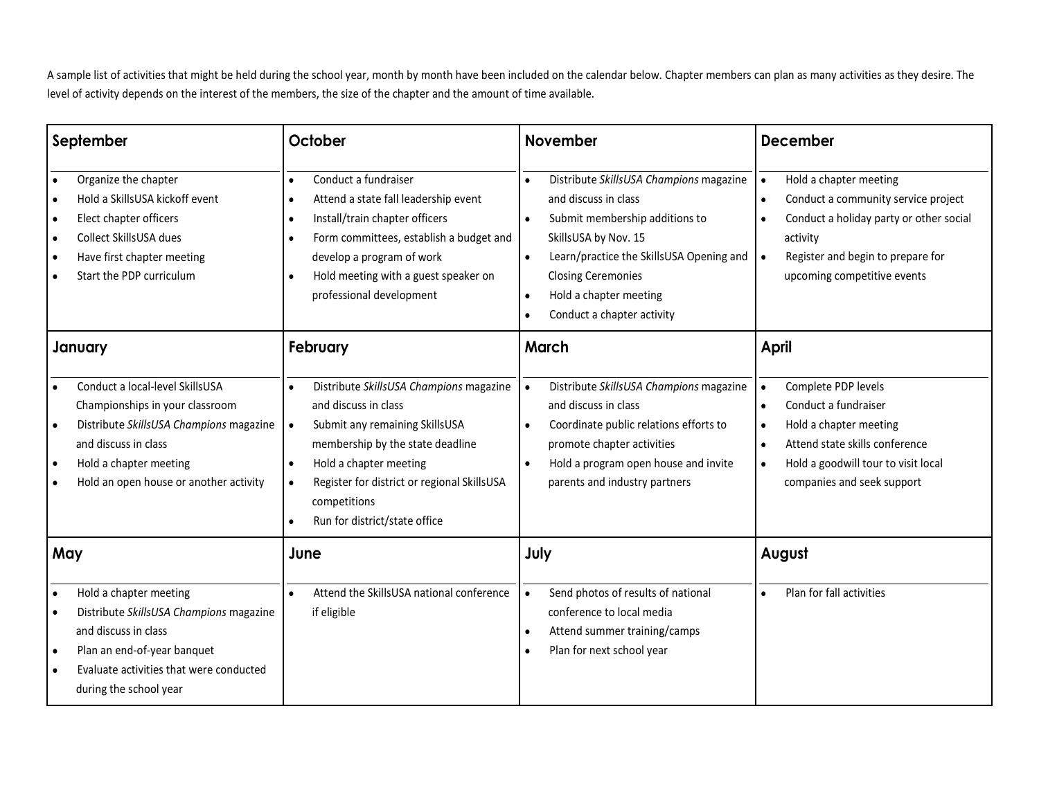A sample list of activities that might be held during the school year, month by month have been included on the calendar below. Chapter members can plan as many activities as they desire. The level of activity depends on the interest of the members, the size of the chapter and the amount of time available.

| September | October | November | December |
| --- | --- | --- | --- |
| • Organize the chapter<br>• Hold a SkillsUSA kickoff event<br>• Elect chapter officers<br>• Collect SkillsUSA dues<br>• Have first chapter meeting<br>• Start the PDP curriculum | • Conduct a fundraiser<br>• Attend a state fall leadership event<br>• Install/train chapter officers<br>• Form committees, establish a budget and develop a program of work<br>• Hold meeting with a guest speaker on professional development | • Distribute *SkillsUSA Champions* magazine and discuss in class<br>• Submit membership additions to SkillsUSA by Nov. 15<br>• Learn/practice the SkillsUSA Opening and Closing Ceremonies<br>• Hold a chapter meeting<br>• Conduct a chapter activity | • Hold a chapter meeting<br>• Conduct a community service project<br>• Conduct a holiday party or other social activity<br>• Register and begin to prepare for upcoming competitive events |
| **January** | **February** | **March** | **April** |
| • Conduct a local-level SkillsUSA Championships in your classroom<br>• Distribute *SkillsUSA Champions* magazine and discuss in class<br>• Hold a chapter meeting<br>• Hold an open house or another activity | • Distribute *SkillsUSA Champions* magazine and discuss in class<br>• Submit any remaining SkillsUSA membership by the state deadline<br>• Hold a chapter meeting<br>• Register for district or regional SkillsUSA competitions<br>• Run for district/state office | • Distribute *SkillsUSA Champions* magazine and discuss in class<br>• Coordinate public relations efforts to promote chapter activities<br>• Hold a program open house and invite parents and industry partners | • Complete PDP levels<br>• Conduct a fundraiser<br>• Hold a chapter meeting<br>• Attend state skills conference<br>• Hold a goodwill tour to visit local companies and seek support |
| **May** | **June** | **July** | **August** |
| • Hold a chapter meeting<br>• Distribute *SkillsUSA Champions* magazine and discuss in class<br>• Plan an end-of-year banquet<br>• Evaluate activities that were conducted during the school year | • Attend the SkillsUSA national conference if eligible | • Send photos of results of national conference to local media<br>• Attend summer training/camps<br>• Plan for next school year | • Plan for fall activities |